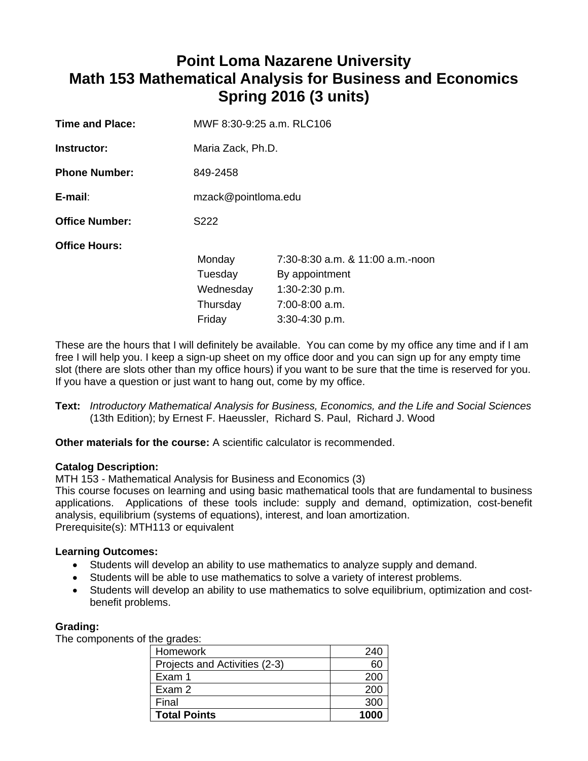# Point Loma Nazarene University
# Math 153 Mathematical Analysis for Business and Economics
# Spring 2016 (3 units)

**Time and Place:** MWF 8:30-9:25 a.m. RLC106

**Instructor:** Maria Zack, Ph.D.

**Phone Number:** 849-2458

**E-mail**: mzack@pointloma.edu

**Office Number:** S222

**Office Hours:**

| | |
|---|---|
| Monday | 7:30-8:30 a.m. & 11:00 a.m.-noon |
| Tuesday | By appointment |
| Wednesday | 1:30-2:30 p.m. |
| Thursday | 7:00-8:00 a.m. |
| Friday | 3:30-4:30 p.m. |

These are the hours that I will definitely be available. You can come by my office any time and if I am free I will help you. I keep a sign-up sheet on my office door and you can sign up for any empty time slot (there are slots other than my office hours) if you want to be sure that the time is reserved for you. If you have a question or just want to hang out, come by my office.

**Text:** *Introductory Mathematical Analysis for Business, Economics, and the Life and Social Sciences* (13th Edition); by Ernest F. Haeussler, Richard S. Paul, Richard J. Wood

**Other materials for the course:** A scientific calculator is recommended.

**Catalog Description:**
MTH 153 - Mathematical Analysis for Business and Economics (3)
This course focuses on learning and using basic mathematical tools that are fundamental to business applications. Applications of these tools include: supply and demand, optimization, cost-benefit analysis, equilibrium (systems of equations), interest, and loan amortization.
Prerequisite(s): MTH113 or equivalent

**Learning Outcomes:**

- Students will develop an ability to use mathematics to analyze supply and demand.
- Students will be able to use mathematics to solve a variety of interest problems.
- Students will develop an ability to use mathematics to solve equilibrium, optimization and cost-benefit problems.

**Grading:**
The components of the grades:

| Component | Points |
|---|---:|
| Homework | 240 |
| Projects and Activities (2-3) | 60 |
| Exam 1 | 200 |
| Exam 2 | 200 |
| Final | 300 |
| **Total Points** | **1000** |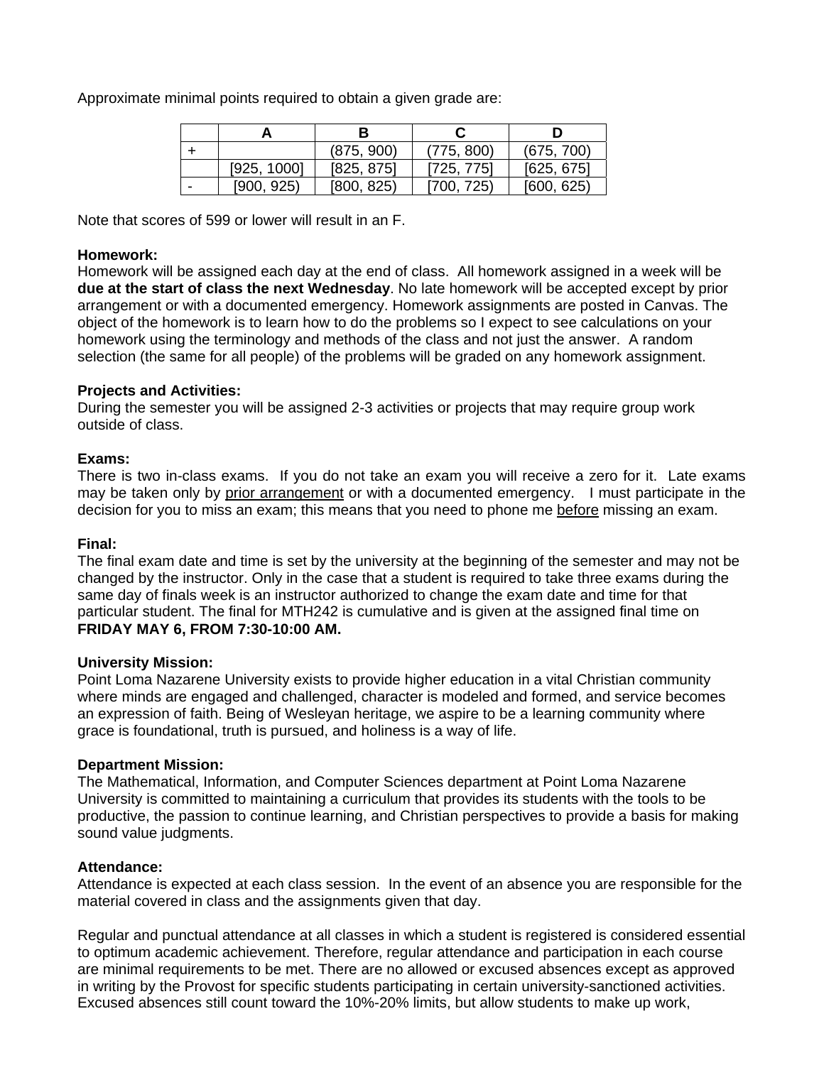Approximate minimal points required to obtain a given grade are:

| | A | B | C | D |
|---|---|---|---|---|
| + | | (875, 900) | (775, 800) | (675, 700) |
| | [925, 1000] | [825, 875] | [725, 775] | [625, 675] |
| - | [900, 925) | [800, 825) | [700, 725) | [600, 625) |

Note that scores of 599 or lower will result in an F.

**Homework:**
Homework will be assigned each day at the end of class. All homework assigned in a week will be **due at the start of class the next Wednesday**. No late homework will be accepted except by prior arrangement or with a documented emergency. Homework assignments are posted in Canvas. The object of the homework is to learn how to do the problems so I expect to see calculations on your homework using the terminology and methods of the class and not just the answer. A random selection (the same for all people) of the problems will be graded on any homework assignment.

**Projects and Activities:**
During the semester you will be assigned 2-3 activities or projects that may require group work outside of class.

**Exams:**
There is two in-class exams. If you do not take an exam you will receive a zero for it. Late exams may be taken only by prior arrangement or with a documented emergency. I must participate in the decision for you to miss an exam; this means that you need to phone me before missing an exam.

**Final:**
The final exam date and time is set by the university at the beginning of the semester and may not be changed by the instructor. Only in the case that a student is required to take three exams during the same day of finals week is an instructor authorized to change the exam date and time for that particular student. The final for MTH242 is cumulative and is given at the assigned final time on **FRIDAY MAY 6, FROM 7:30-10:00 AM.**

**University Mission:**
Point Loma Nazarene University exists to provide higher education in a vital Christian community where minds are engaged and challenged, character is modeled and formed, and service becomes an expression of faith. Being of Wesleyan heritage, we aspire to be a learning community where grace is foundational, truth is pursued, and holiness is a way of life.

**Department Mission:**
The Mathematical, Information, and Computer Sciences department at Point Loma Nazarene University is committed to maintaining a curriculum that provides its students with the tools to be productive, the passion to continue learning, and Christian perspectives to provide a basis for making sound value judgments.

**Attendance:**
Attendance is expected at each class session. In the event of an absence you are responsible for the material covered in class and the assignments given that day.

Regular and punctual attendance at all classes in which a student is registered is considered essential to optimum academic achievement. Therefore, regular attendance and participation in each course are minimal requirements to be met. There are no allowed or excused absences except as approved in writing by the Provost for specific students participating in certain university-sanctioned activities. Excused absences still count toward the 10%-20% limits, but allow students to make up work,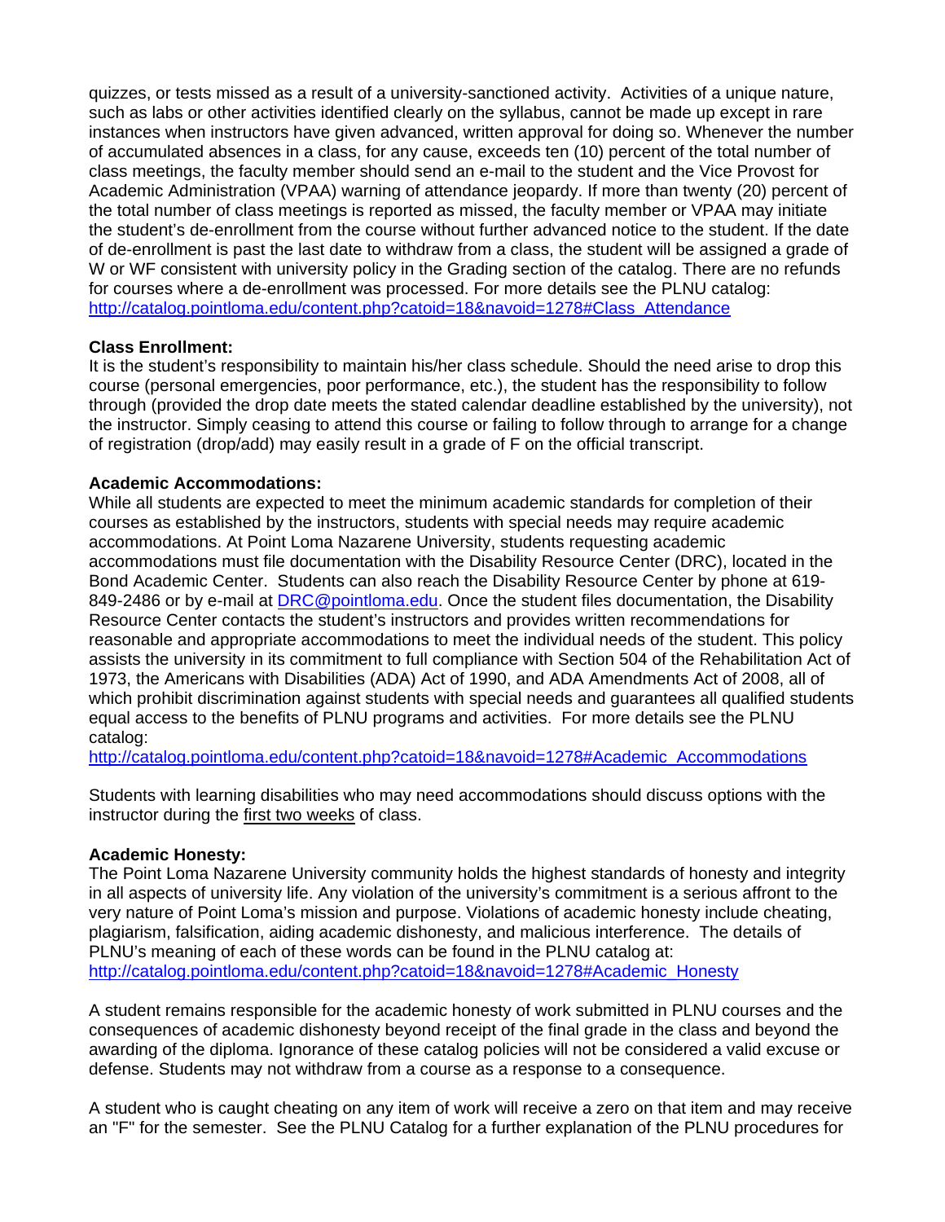quizzes, or tests missed as a result of a university-sanctioned activity. Activities of a unique nature, such as labs or other activities identified clearly on the syllabus, cannot be made up except in rare instances when instructors have given advanced, written approval for doing so. Whenever the number of accumulated absences in a class, for any cause, exceeds ten (10) percent of the total number of class meetings, the faculty member should send an e-mail to the student and the Vice Provost for Academic Administration (VPAA) warning of attendance jeopardy. If more than twenty (20) percent of the total number of class meetings is reported as missed, the faculty member or VPAA may initiate the student's de-enrollment from the course without further advanced notice to the student. If the date of de-enrollment is past the last date to withdraw from a class, the student will be assigned a grade of W or WF consistent with university policy in the Grading section of the catalog. There are no refunds for courses where a de-enrollment was processed. For more details see the PLNU catalog: [http://catalog.pointloma.edu/content.php?catoid=18&navoid=1278#Class_Attendance](http://catalog.pointloma.edu/content.php?catoid=18&navoid=1278#Class_Attendance)

**Class Enrollment:**
It is the student's responsibility to maintain his/her class schedule. Should the need arise to drop this course (personal emergencies, poor performance, etc.), the student has the responsibility to follow through (provided the drop date meets the stated calendar deadline established by the university), not the instructor. Simply ceasing to attend this course or failing to follow through to arrange for a change of registration (drop/add) may easily result in a grade of F on the official transcript.

**Academic Accommodations:**
While all students are expected to meet the minimum academic standards for completion of their courses as established by the instructors, students with special needs may require academic accommodations. At Point Loma Nazarene University, students requesting academic accommodations must file documentation with the Disability Resource Center (DRC), located in the Bond Academic Center. Students can also reach the Disability Resource Center by phone at 619-849-2486 or by e-mail at [DRC@pointloma.edu](mailto:DRC@pointloma.edu). Once the student files documentation, the Disability Resource Center contacts the student's instructors and provides written recommendations for reasonable and appropriate accommodations to meet the individual needs of the student. This policy assists the university in its commitment to full compliance with Section 504 of the Rehabilitation Act of 1973, the Americans with Disabilities (ADA) Act of 1990, and ADA Amendments Act of 2008, all of which prohibit discrimination against students with special needs and guarantees all qualified students equal access to the benefits of PLNU programs and activities. For more details see the PLNU catalog:
[http://catalog.pointloma.edu/content.php?catoid=18&navoid=1278#Academic_Accommodations](http://catalog.pointloma.edu/content.php?catoid=18&navoid=1278#Academic_Accommodations)

Students with learning disabilities who may need accommodations should discuss options with the instructor during the <u>first two weeks</u> of class.

**Academic Honesty:**
The Point Loma Nazarene University community holds the highest standards of honesty and integrity in all aspects of university life. Any violation of the university's commitment is a serious affront to the very nature of Point Loma's mission and purpose. Violations of academic honesty include cheating, plagiarism, falsification, aiding academic dishonesty, and malicious interference. The details of PLNU's meaning of each of these words can be found in the PLNU catalog at: [http://catalog.pointloma.edu/content.php?catoid=18&navoid=1278#Academic_Honesty](http://catalog.pointloma.edu/content.php?catoid=18&navoid=1278#Academic_Honesty)

A student remains responsible for the academic honesty of work submitted in PLNU courses and the consequences of academic dishonesty beyond receipt of the final grade in the class and beyond the awarding of the diploma. Ignorance of these catalog policies will not be considered a valid excuse or defense. Students may not withdraw from a course as a response to a consequence.

A student who is caught cheating on any item of work will receive a zero on that item and may receive an "F" for the semester. See the PLNU Catalog for a further explanation of the PLNU procedures for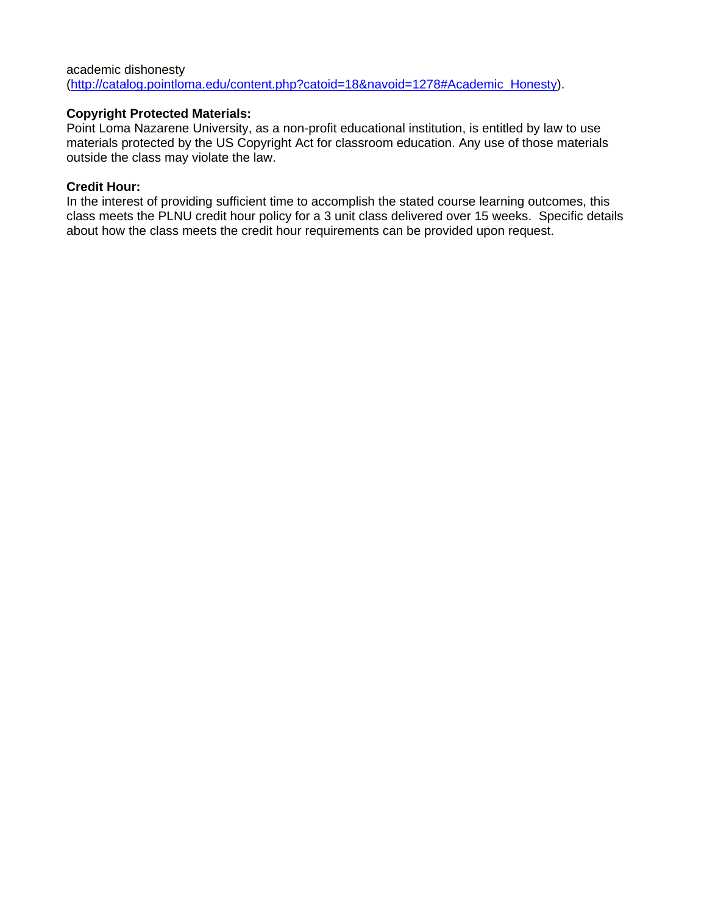academic dishonesty (http://catalog.pointloma.edu/content.php?catoid=18&navoid=1278#Academic_Honesty).

**Copyright Protected Materials:**
Point Loma Nazarene University, as a non-profit educational institution, is entitled by law to use materials protected by the US Copyright Act for classroom education. Any use of those materials outside the class may violate the law.

**Credit Hour:**
In the interest of providing sufficient time to accomplish the stated course learning outcomes, this class meets the PLNU credit hour policy for a 3 unit class delivered over 15 weeks. Specific details about how the class meets the credit hour requirements can be provided upon request.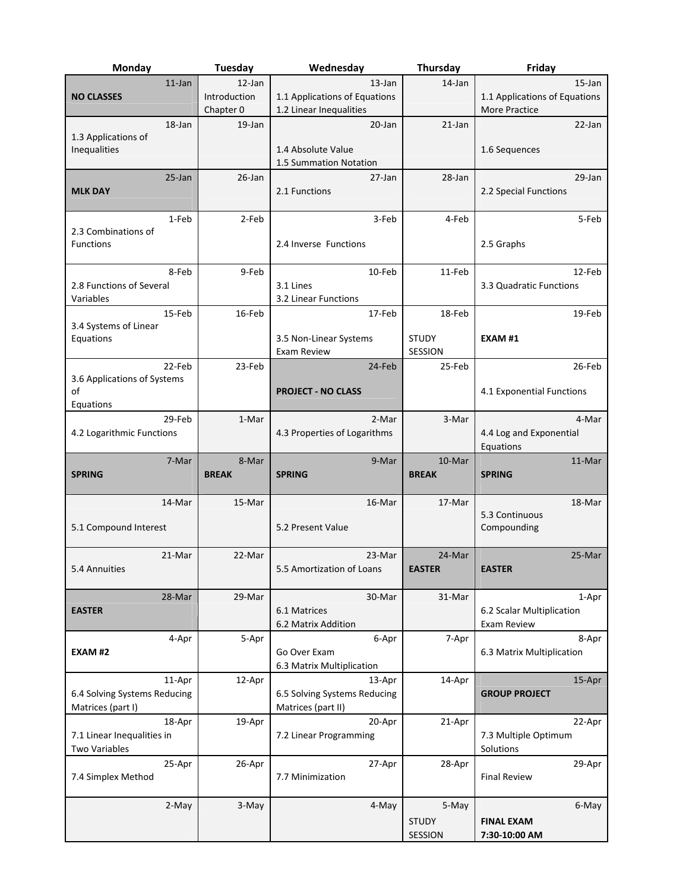| Monday | Tuesday | Wednesday | Thursday | Friday |
|---|---|---|---|---|
| 11-Jan **NO CLASSES** | 12-Jan Introduction Chapter 0 | 13-Jan 1.1 Applications of Equations 1.2 Linear Inequalities | 14-Jan | 15-Jan 1.1 Applications of Equations More Practice |
| 18-Jan 1.3 Applications of Inequalities | 19-Jan | 20-Jan 1.4 Absolute Value 1.5 Summation Notation | 21-Jan | 22-Jan 1.6 Sequences |
| 25-Jan **MLK DAY** | 26-Jan | 27-Jan 2.1 Functions | 28-Jan | 29-Jan 2.2 Special Functions |
| 1-Feb 2.3 Combinations of Functions | 2-Feb | 3-Feb 2.4 Inverse Functions | 4-Feb | 5-Feb 2.5 Graphs |
| 8-Feb 2.8 Functions of Several Variables | 9-Feb | 10-Feb 3.1 Lines 3.2 Linear Functions | 11-Feb | 12-Feb 3.3 Quadratic Functions |
| 15-Feb 3.4 Systems of Linear Equations | 16-Feb | 17-Feb 3.5 Non-Linear Systems Exam Review | 18-Feb STUDY SESSION | 19-Feb **EXAM #1** |
| 22-Feb 3.6 Applications of Systems of Equations | 23-Feb | 24-Feb **PROJECT - NO CLASS** | 25-Feb | 26-Feb 4.1 Exponential Functions |
| 29-Feb 4.2 Logarithmic Functions | 1-Mar | 2-Mar 4.3 Properties of Logarithms | 3-Mar | 4-Mar 4.4 Log and Exponential Equations |
| 7-Mar **SPRING** | 8-Mar **BREAK** | 9-Mar **SPRING** | 10-Mar **BREAK** | 11-Mar **SPRING** |
| 14-Mar 5.1 Compound Interest | 15-Mar | 16-Mar 5.2 Present Value | 17-Mar | 18-Mar 5.3 Continuous Compounding |
| 21-Mar 5.4 Annuities | 22-Mar | 23-Mar 5.5 Amortization of Loans | 24-Mar **EASTER** | 25-Mar **EASTER** |
| 28-Mar **EASTER** | 29-Mar | 30-Mar 6.1 Matrices 6.2 Matrix Addition | 31-Mar | 1-Apr 6.2 Scalar Multiplication Exam Review |
| 4-Apr **EXAM #2** | 5-Apr | 6-Apr Go Over Exam 6.3 Matrix Multiplication | 7-Apr | 8-Apr 6.3 Matrix Multiplication |
| 11-Apr 6.4 Solving Systems Reducing Matrices (part I) | 12-Apr | 13-Apr 6.5 Solving Systems Reducing Matrices (part II) | 14-Apr | 15-Apr **GROUP PROJECT** |
| 18-Apr 7.1 Linear Inequalities in Two Variables | 19-Apr | 20-Apr 7.2 Linear Programming | 21-Apr | 22-Apr 7.3 Multiple Optimum Solutions |
| 25-Apr 7.4 Simplex Method | 26-Apr | 27-Apr 7.7 Minimization | 28-Apr | 29-Apr Final Review |
| 2-May | 3-May | 4-May | 5-May STUDY SESSION | 6-May **FINAL EXAM 7:30-10:00 AM** |